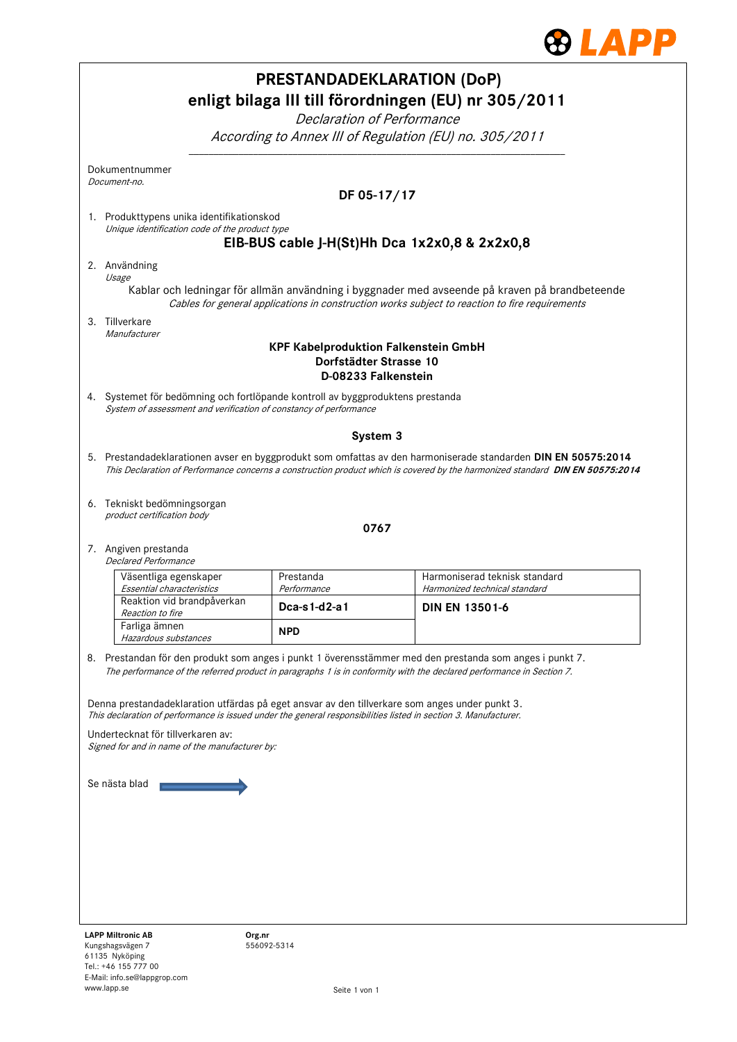# PRESTANDADEKLARATION (DoP)
# enligt bilaga III till förordningen (EU) nr 305/2011

*Declaration of Performance*

*According to Annex III of Regulation (EU) no. 305/2011*

Dokumentnummer
*Document-no.*

**DF 05-17/17**

1. Produkttypens unika identifikationskod
   *Unique identification code of the product type*

   **EIB-BUS cable J-H(St)Hh Dca 1x2x0,8 & 2x2x0,8**

2. Användning
   *Usage*

   Kablar och ledningar för allmän användning i byggnader med avseende på kraven på brandbeteende
   *Cables for general applications in construction works subject to reaction to fire requirements*

3. Tillverkare
   *Manufacturer*

   **KPF Kabelproduktion Falkenstein GmbH**
   **Dorfstädter Strasse 10**
   **D-08233 Falkenstein**

4. Systemet för bedömning och fortlöpande kontroll av byggproduktens prestanda
   *System of assessment and verification of constancy of performance*

   **System 3**

5. Prestandadeklarationen avser en byggprodukt som omfattas av den harmoniserade standarden **DIN EN 50575:2014**
   *This Declaration of Performance concerns a construction product which is covered by the harmonized standard* ***DIN EN 50575:2014***

6. Tekniskt bedömningsorgan
   *product certification body*

   **0767**

7. Angiven prestanda
   *Declared Performance*

| Väsentliga egenskaper *Essential characteristics* | Prestanda *Performance* | Harmoniserad teknisk standard *Harmonized technical standard* |
|---|---|---|
| Reaktion vid brandpåverkan *Reaction to fire* | **Dca-s1-d2-a1** | **DIN EN 13501-6** |
| Farliga ämnen *Hazardous substances* | **NPD** | |

8. Prestandan för den produkt som anges i punkt 1 överensstämmer med den prestanda som anges i punkt 7.
   *The performance of the referred product in paragraphs 1 is in conformity with the declared performance in Section 7.*

Denna prestandadeklaration utfärdas på eget ansvar av den tillverkare som anges under punkt 3.
*This declaration of performance is issued under the general responsibilities listed in section 3. Manufacturer.*

Undertecknat för tillverkaren av:
*Signed for and in name of the manufacturer by:*

Se nästa blad →

**LAPP Miltronic AB**
Kungshagsvägen 7
61135 Nyköping
Tel.: +46 155 777 00
E-Mail: info.se@lappgrop.com
www.lapp.se

**Org.nr**
556092-5314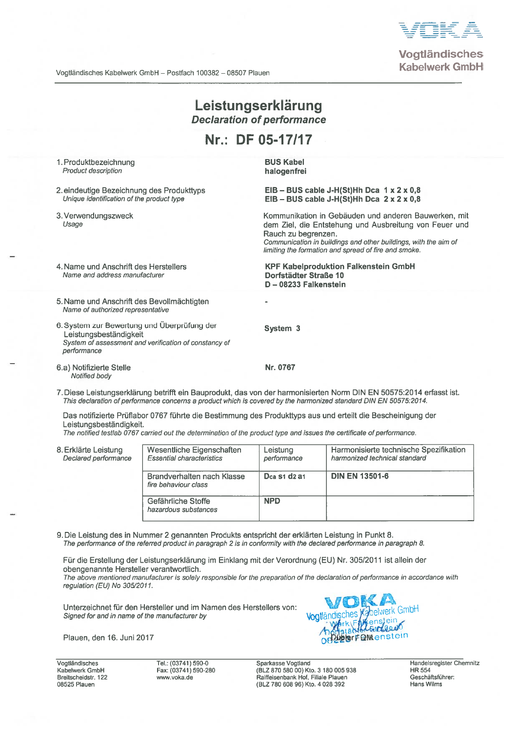Vogtländisches Kabelwerk GmbH – Postfach 100382 – 08507 Plauen

Vogtländisches Kabelwerk GmbH

# Leistungserklärung

## *Declaration of performance*

## Nr.: DF 05-17/17

1. Produktbezeichnung
   *Product description*
   **BUS Kabel halogenfrei**

2. eindeutige Bezeichnung des Produkttyps
   *Unique identification of the product type*
   **EIB – BUS cable J-H(St)Hh Dca 1 x 2 x 0,8**
   **EIB – BUS cable J-H(St)Hh Dca 2 x 2 x 0,8**

3. Verwendungszweck
   *Usage*
   Kommunikation in Gebäuden und anderen Bauwerken, mit dem Ziel, die Entstehung und Ausbreitung von Feuer und Rauch zu begrenzen.
   *Communication in buildings and other buildings, with the aim of limiting the formation and spread of fire and smoke.*

4. Name und Anschrift des Herstellers
   *Name and address manufacturer*
   **KPF Kabelproduktion Falkenstein GmbH**
   **Dorfstädter Straße 10**
   **D – 08233 Falkenstein**

5. Name und Anschrift des Bevollmächtigten
   *Name of authorized representative*
   -

6. System zur Bewertung und Überprüfung der Leistungsbeständigkeit
   *System of assessment and verification of constancy of performance*
   **System 3**

6.a) Notifizierte Stelle
   *Notified body*
   **Nr. 0767**

7. Diese Leistungserklärung betrifft ein Bauprodukt, das von der harmonisierten Norm DIN EN 50575:2014 erfasst ist.
   *This declaration of performance concerns a product which is covered by the harmonized standard DIN EN 50575:2014.*

   Das notifizierte Prüflabor 0767 führte die Bestimmung des Produkttyps aus und erteilt die Bescheinigung der Leistungsbeständigkeit.
   *The notified testlab 0767 carried out the determination of the product type and issues the certificate of performance.*

8. Erklärte Leistung
   *Declared performance*

| Wesentliche Eigenschaften *Essential characteristics* | Leistung *performance* | Harmonisierte technische Spezifikation *harmonized technical standard* |
|---|---|---|
| Brandverhalten nach Klasse *fire behaviour class* | **Dca s1 d2 a1** | **DIN EN 13501-6** |
| Gefährliche Stoffe *hazardous substances* | **NPD** | |

9. Die Leistung des in Nummer 2 genannten Produkts entspricht der erklärten Leistung in Punkt 8.
   *The performance of the referred product in paragraph 2 is in conformity with the declared performance in paragraph 8.*

   Für die Erstellung der Leistungserklärung im Einklang mit der Verordnung (EU) Nr. 305/2011 ist allein der obengenannte Hersteller verantwortlich.
   *The above mentioned manufacturer is solely responsible for the preparation of the declaration of performance in accordance with regulation (EU) No 305/2011.*

Unterzeichnet für den Hersteller und im Namen des Herstellers von:
*Signed for and in name of the manufacturer by*

Plauen, den 16. Juni 2017

VOKA Vogtländisches Kabelwerk GmbH – Werk Falkenstein – Dorfstädter Straße 10 – 08223 Falkenstein

Vogtländisches Kabelwerk GmbH, Breitscheidstr. 122, 08525 Plauen | Tel.: (03741) 590-0, Fax: (03741) 590-280, www.voka.de | Sparkasse Vogtland (BLZ 870 580 00) Kto. 3 180 005 938, Raiffeisenbank Hof, Filiale Plauen (BLZ 780 608 96) Kto. 4 028 392 | Handelsregister Chemnitz HR 554, Geschäftsführer: Hans Wilms